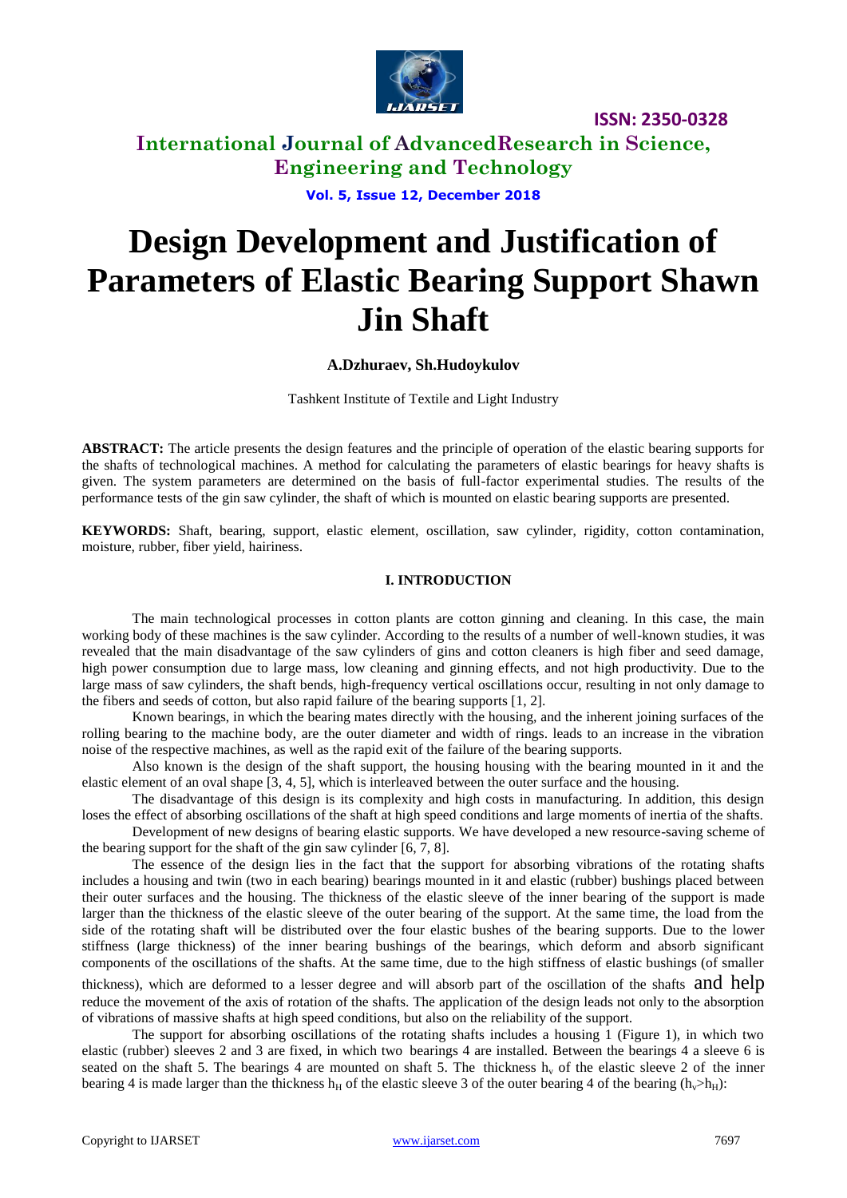# Design Development and Justification of Parameters of Elastic Bearing Support Shawn Jin Shaft

**A.Dzhuraev, Sh.Hudoykulov**

Tashkent Institute of Textile and Light Industry

**ABSTRACT:** The article presents the design features and the principle of operation of the elastic bearing supports for the shafts of technological machines. A method for calculating the parameters of elastic bearings for heavy shafts is given. The system parameters are determined on the basis of full-factor experimental studies. The results of the performance tests of the gin saw cylinder, the shaft of which is mounted on elastic bearing supports are presented.

**KEYWORDS:** Shaft, bearing, support, elastic element, oscillation, saw cylinder, rigidity, cotton contamination, moisture, rubber, fiber yield, hairiness.

## I. INTRODUCTION

The main technological processes in cotton plants are cotton ginning and cleaning. In this case, the main working body of these machines is the saw cylinder. According to the results of a number of well-known studies, it was revealed that the main disadvantage of the saw cylinders of gins and cotton cleaners is high fiber and seed damage, high power consumption due to large mass, low cleaning and ginning effects, and not high productivity. Due to the large mass of saw cylinders, the shaft bends, high-frequency vertical oscillations occur, resulting in not only damage to the fibers and seeds of cotton, but also rapid failure of the bearing supports [1, 2].

Known bearings, in which the bearing mates directly with the housing, and the inherent joining surfaces of the rolling bearing to the machine body, are the outer diameter and width of rings. leads to an increase in the vibration noise of the respective machines, as well as the rapid exit of the failure of the bearing supports.

Also known is the design of the shaft support, the housing housing with the bearing mounted in it and the elastic element of an oval shape [3, 4, 5], which is interleaved between the outer surface and the housing.

The disadvantage of this design is its complexity and high costs in manufacturing. In addition, this design loses the effect of absorbing oscillations of the shaft at high speed conditions and large moments of inertia of the shafts.

Development of new designs of bearing elastic supports. We have developed a new resource-saving scheme of the bearing support for the shaft of the gin saw cylinder [6, 7, 8].

The essence of the design lies in the fact that the support for absorbing vibrations of the rotating shafts includes a housing and twin (two in each bearing) bearings mounted in it and elastic (rubber) bushings placed between their outer surfaces and the housing. The thickness of the elastic sleeve of the inner bearing of the support is made larger than the thickness of the elastic sleeve of the outer bearing of the support. At the same time, the load from the side of the rotating shaft will be distributed over the four elastic bushes of the bearing supports. Due to the lower stiffness (large thickness) of the inner bearing bushings of the bearings, which deform and absorb significant components of the oscillations of the shafts. At the same time, due to the high stiffness of elastic bushings (of smaller thickness), which are deformed to a lesser degree and will absorb part of the oscillation of the shafts and help reduce the movement of the axis of rotation of the shafts. The application of the design leads not only to the absorption of vibrations of massive shafts at high speed conditions, but also on the reliability of the support.

The support for absorbing oscillations of the rotating shafts includes a housing 1 (Figure 1), in which two elastic (rubber) sleeves 2 and 3 are fixed, in which two bearings 4 are installed. Between the bearings 4 a sleeve 6 is seated on the shaft 5. The bearings 4 are mounted on shaft 5. The thickness $h_v$ of the elastic sleeve 2 of the inner bearing 4 is made larger than the thickness $h_H$ of the elastic sleeve 3 of the outer bearing 4 of the bearing ($h_v > h_H$):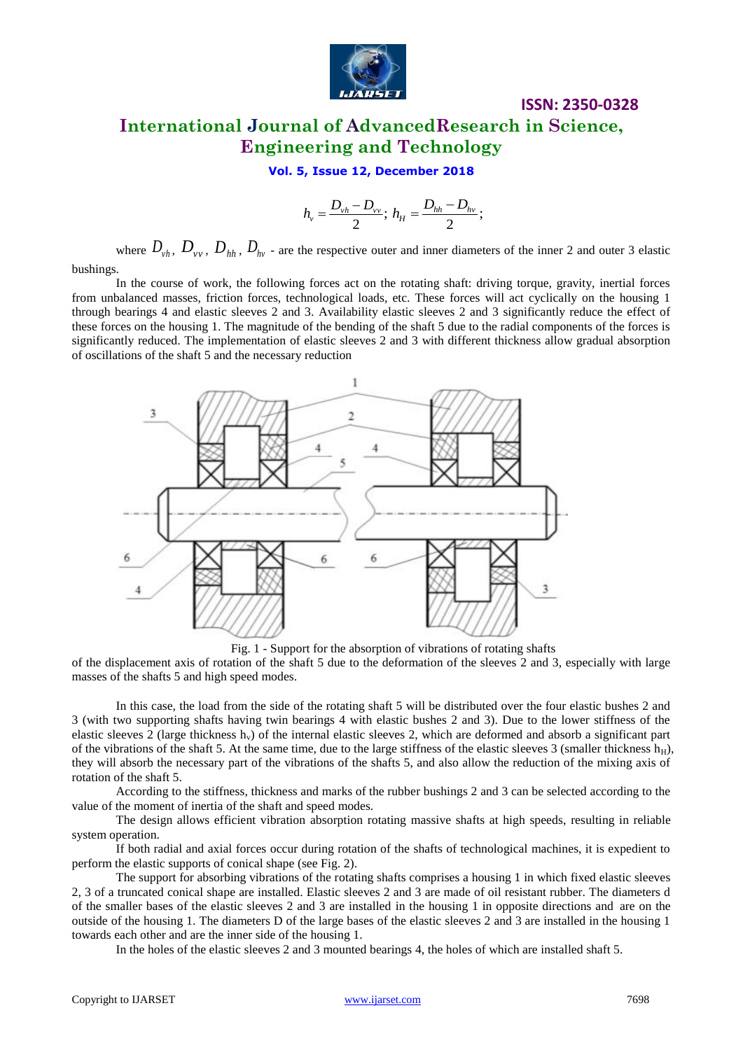$$h_v = \frac{D_{vh} - D_{vv}}{2};\ h_H = \frac{D_{hh} - D_{hv}}{2};$$

where $D_{vh}$, $D_{vv}$, $D_{hh}$, $D_{hv}$ - are the respective outer and inner diameters of the inner 2 and outer 3 elastic bushings.

In the course of work, the following forces act on the rotating shaft: driving torque, gravity, inertial forces from unbalanced masses, friction forces, technological loads, etc. These forces will act cyclically on the housing 1 through bearings 4 and elastic sleeves 2 and 3. Availability elastic sleeves 2 and 3 significantly reduce the effect of these forces on the housing 1. The magnitude of the bending of the shaft 5 due to the radial components of the forces is significantly reduced. The implementation of elastic sleeves 2 and 3 with different thickness allow gradual absorption of oscillations of the shaft 5 and the necessary reduction

Fig. 1 - Support for the absorption of vibrations of rotating shafts

of the displacement axis of rotation of the shaft 5 due to the deformation of the sleeves 2 and 3, especially with large masses of the shafts 5 and high speed modes.

In this case, the load from the side of the rotating shaft 5 will be distributed over the four elastic bushes 2 and 3 (with two supporting shafts having twin bearings 4 with elastic bushes 2 and 3). Due to the lower stiffness of the elastic sleeves 2 (large thickness $h_v$) of the internal elastic sleeves 2, which are deformed and absorb a significant part of the vibrations of the shaft 5. At the same time, due to the large stiffness of the elastic sleeves 3 (smaller thickness $h_H$), they will absorb the necessary part of the vibrations of the shafts 5, and also allow the reduction of the mixing axis of rotation of the shaft 5.

According to the stiffness, thickness and marks of the rubber bushings 2 and 3 can be selected according to the value of the moment of inertia of the shaft and speed modes.

The design allows efficient vibration absorption rotating massive shafts at high speeds, resulting in reliable system operation.

If both radial and axial forces occur during rotation of the shafts of technological machines, it is expedient to perform the elastic supports of conical shape (see Fig. 2).

The support for absorbing vibrations of the rotating shafts comprises a housing 1 in which fixed elastic sleeves 2, 3 of a truncated conical shape are installed. Elastic sleeves 2 and 3 are made of oil resistant rubber. The diameters d of the smaller bases of the elastic sleeves 2 and 3 are installed in the housing 1 in opposite directions and are on the outside of the housing 1. The diameters D of the large bases of the elastic sleeves 2 and 3 are installed in the housing 1 towards each other and are the inner side of the housing 1.

In the holes of the elastic sleeves 2 and 3 mounted bearings 4, the holes of which are installed shaft 5.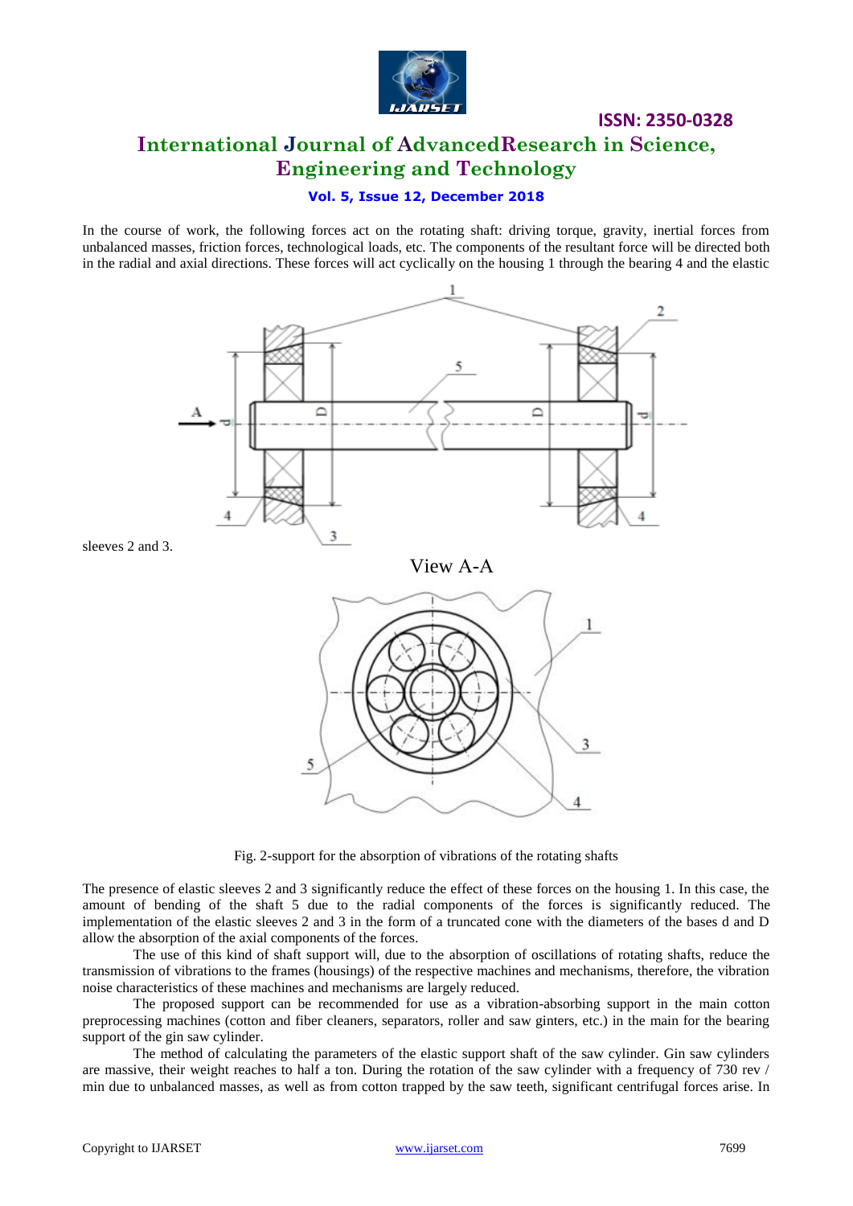In the course of work, the following forces act on the rotating shaft: driving torque, gravity, inertial forces from unbalanced masses, friction forces, technological loads, etc. The components of the resultant force will be directed both in the radial and axial directions. These forces will act cyclically on the housing 1 through the bearing 4 and the elastic sleeves 2 and 3.

Fig. 2-support for the absorption of vibrations of the rotating shafts

The presence of elastic sleeves 2 and 3 significantly reduce the effect of these forces on the housing 1. In this case, the amount of bending of the shaft 5 due to the radial components of the forces is significantly reduced. The implementation of the elastic sleeves 2 and 3 in the form of a truncated cone with the diameters of the bases d and D allow the absorption of the axial components of the forces.

The use of this kind of shaft support will, due to the absorption of oscillations of rotating shafts, reduce the transmission of vibrations to the frames (housings) of the respective machines and mechanisms, therefore, the vibration noise characteristics of these machines and mechanisms are largely reduced.

The proposed support can be recommended for use as a vibration-absorbing support in the main cotton preprocessing machines (cotton and fiber cleaners, separators, roller and saw ginters, etc.) in the main for the bearing support of the gin saw cylinder.

The method of calculating the parameters of the elastic support shaft of the saw cylinder. Gin saw cylinders are massive, their weight reaches to half a ton. During the rotation of the saw cylinder with a frequency of 730 rev / min due to unbalanced masses, as well as from cotton trapped by the saw teeth, significant centrifugal forces arise. In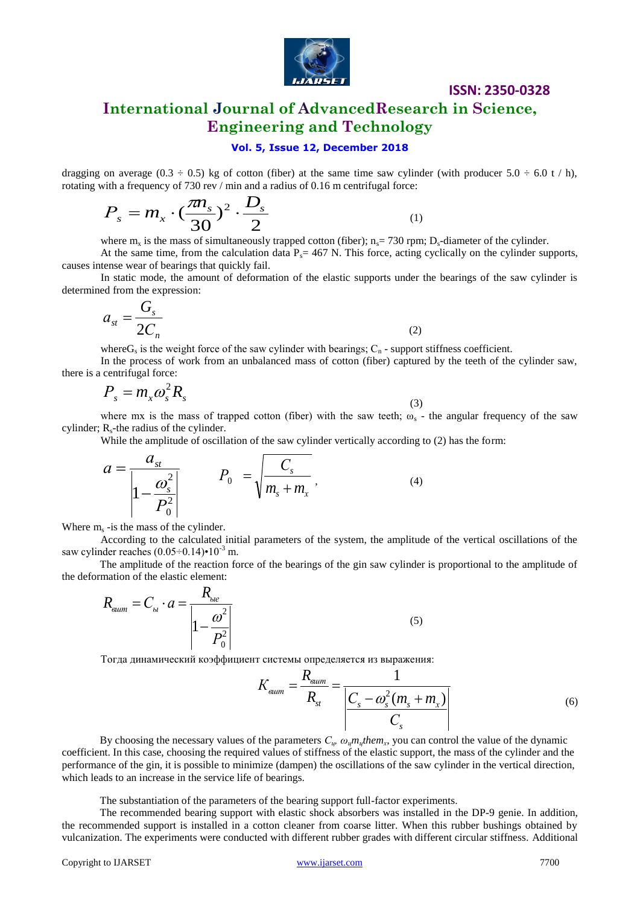dragging on average (0.3 ÷ 0.5) kg of cotton (fiber) at the same time saw cylinder (with producer 5.0 ÷ 6.0 t / h), rotating with a frequency of 730 rev / min and a radius of 0.16 m centrifugal force:

$$P_s = m_x \cdot (\frac{\pi n_s}{30})^2 \cdot \frac{D_s}{2} \tag{1}$$

where $m_x$ is the mass of simultaneously trapped cotton (fiber); $n_s$= 730 rpm; $D_s$-diameter of the cylinder.

At the same time, from the calculation data $P_s$= 467 N. This force, acting cyclically on the cylinder supports, causes intense wear of bearings that quickly fail.

In static mode, the amount of deformation of the elastic supports under the bearings of the saw cylinder is determined from the expression:

$$a_{st} = \frac{G_s}{2C_n} \tag{2}$$

where$G_s$ is the weight force of the saw cylinder with bearings; $C_n$ - support stiffness coefficient.

In the process of work from an unbalanced mass of cotton (fiber) captured by the teeth of the cylinder saw, there is a centrifugal force:

$$P_s = m_x \omega_s^2 R_s \tag{3}$$

where mx is the mass of trapped cotton (fiber) with the saw teeth; $\omega_s$ - the angular frequency of the saw cylinder; $R_s$-the radius of the cylinder.

While the amplitude of oscillation of the saw cylinder vertically according to (2) has the form:

$$a = \frac{a_{st}}{\left|1 - \frac{\omega_s^2}{P_0^2}\right|} \qquad P_0 = \sqrt{\frac{C_s}{m_s + m_x}}, \tag{4}$$

Where $m_s$ -is the mass of the cylinder.

According to the calculated initial parameters of the system, the amplitude of the vertical oscillations of the saw cylinder reaches $(0.05 \div 0.14) \cdot 10^{-3}$ m.

The amplitude of the reaction force of the bearings of the gin saw cylinder is proportional to the amplitude of the deformation of the elastic element:

$$R_{вит} = C_{ы} \cdot a = \frac{R_{ые}}{\left|1 - \frac{\omega^2}{P_0^2}\right|} \tag{5}$$

Тогда динамический коэффициент системы определяется из выражения:

$$K_{вит} = \frac{R_{вит}}{R_{st}} = \frac{1}{\left|\frac{C_s - \omega_s^2(m_s + m_x)}{C_s}\right|} \tag{6}$$

By choosing the necessary values of the parameters $C_ц$, $\omega_ц m_ц$them$_x$, you can control the value of the dynamic coefficient. In this case, choosing the required values of stiffness of the elastic support, the mass of the cylinder and the performance of the gin, it is possible to minimize (dampen) the oscillations of the saw cylinder in the vertical direction, which leads to an increase in the service life of bearings.

The substantiation of the parameters of the bearing support full-factor experiments.

The recommended bearing support with elastic shock absorbers was installed in the DP-9 genie. In addition, the recommended support is installed in a cotton cleaner from coarse litter. When this rubber bushings obtained by vulcanization. The experiments were conducted with different rubber grades with different circular stiffness. Additional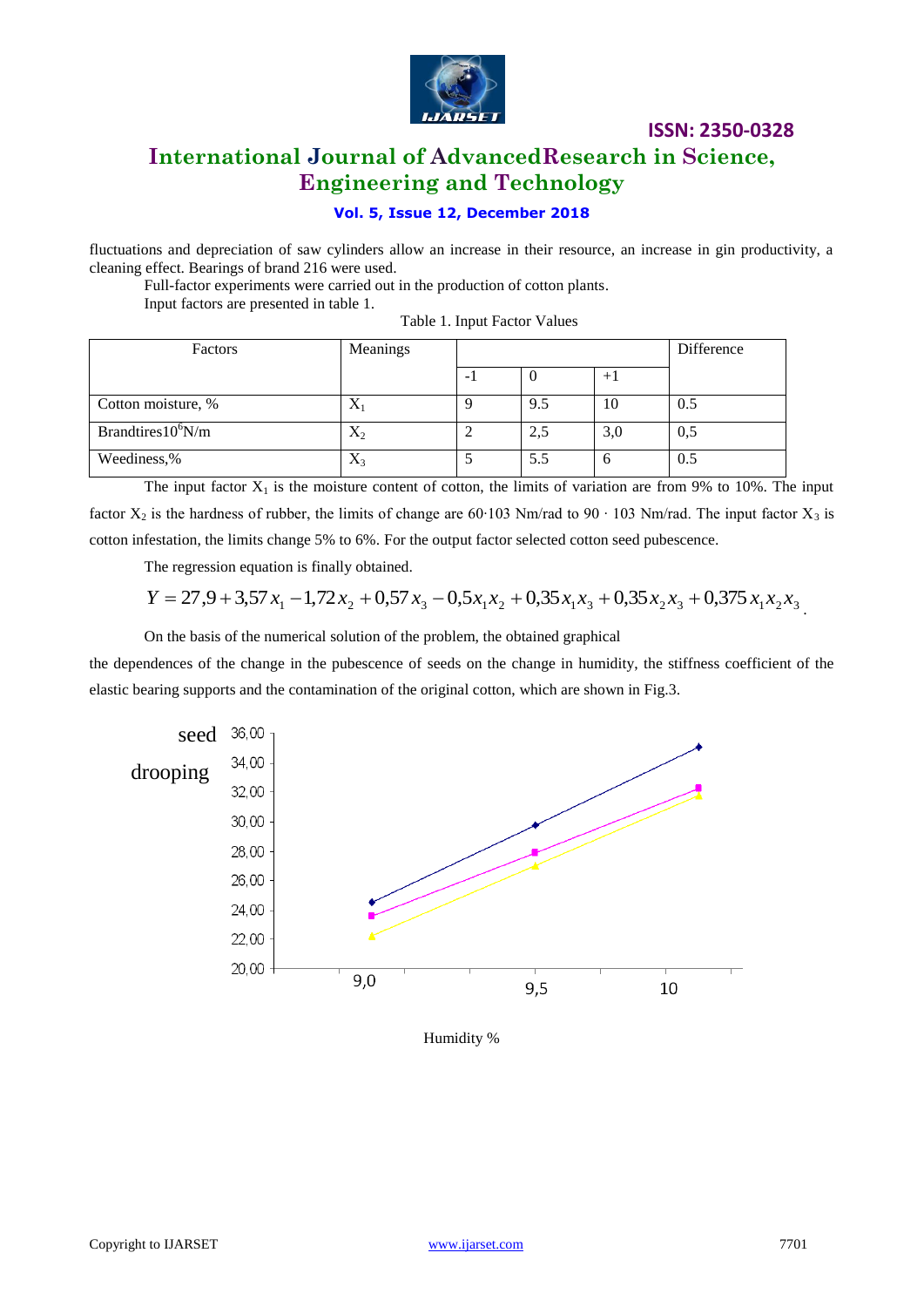fluctuations and depreciation of saw cylinders allow an increase in their resource, an increase in gin productivity, a cleaning effect. Bearings of brand 216 were used.

Full-factor experiments were carried out in the production of cotton plants.

Input factors are presented in table 1.

Table 1. Input Factor Values

| Factors | Meanings | | | | Difference |
|---|---|---|---|---|---|
| | | -1 | 0 | +1 | |
| Cotton moisture, % | $X_1$ | 9 | 9.5 | 10 | 0.5 |
| Brandtires$10^6$N/m | $X_2$ | 2 | 2,5 | 3,0 | 0,5 |
| Weediness,% | $X_3$ | 5 | 5.5 | 6 | 0.5 |

The input factor $X_1$ is the moisture content of cotton, the limits of variation are from 9% to 10%. The input factor $X_2$ is the hardness of rubber, the limits of change are 60·103 Nm/rad to 90 · 103 Nm/rad. The input factor $X_3$ is cotton infestation, the limits change 5% to 6%. For the output factor selected cotton seed pubescence.

The regression equation is finally obtained.

$$Y = 27{,}9 + 3{,}57x_1 - 1{,}72x_2 + 0{,}57x_3 - 0{,}5x_1x_2 + 0{,}35x_1x_3 + 0{,}35x_2x_3 + 0{,}375x_1x_2x_3$$

On the basis of the numerical solution of the problem, the obtained graphical

the dependences of the change in the pubescence of seeds on the change in humidity, the stiffness coefficient of the elastic bearing supports and the contamination of the original cotton, which are shown in Fig.3.

seed drooping

Humidity %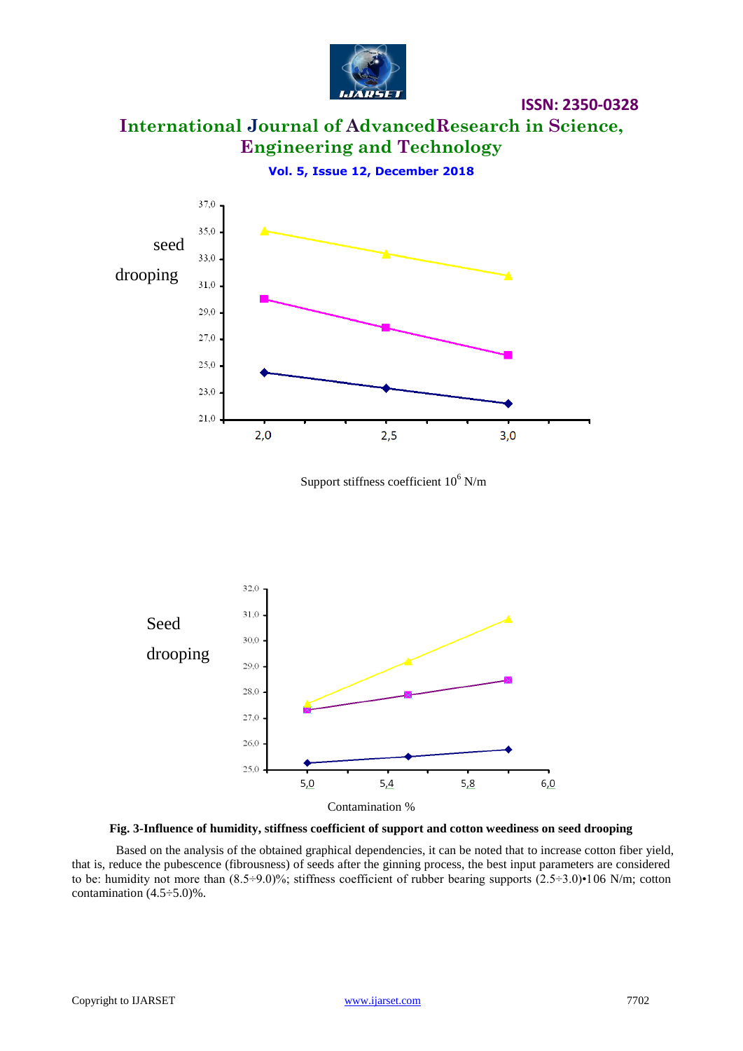seed

drooping

Support stiffness coefficient $10^6$ N/m

Seed

drooping

Contamination %

**Fig. 3-Influence of humidity, stiffness coefficient of support and cotton weediness on seed drooping**

Based on the analysis of the obtained graphical dependencies, it can be noted that to increase cotton fiber yield, that is, reduce the pubescence (fibrousness) of seeds after the ginning process, the best input parameters are considered to be: humidity not more than (8.5÷9.0)%; stiffness coefficient of rubber bearing supports (2.5÷3.0)•106 N/m; cotton contamination (4.5÷5.0)%.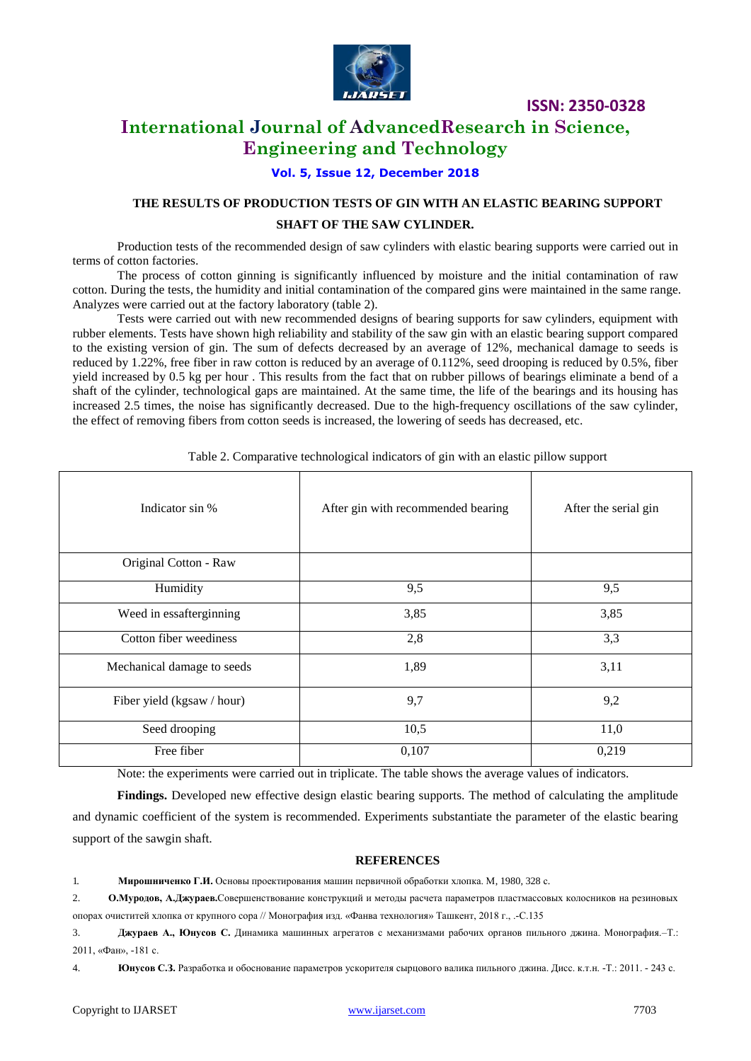### THE RESULTS OF PRODUCTION TESTS OF GIN WITH AN ELASTIC BEARING SUPPORT SHAFT OF THE SAW CYLINDER.

Production tests of the recommended design of saw cylinders with elastic bearing supports were carried out in terms of cotton factories.

The process of cotton ginning is significantly influenced by moisture and the initial contamination of raw cotton. During the tests, the humidity and initial contamination of the compared gins were maintained in the same range. Analyzes were carried out at the factory laboratory (table 2).

Tests were carried out with new recommended designs of bearing supports for saw cylinders, equipment with rubber elements. Tests have shown high reliability and stability of the saw gin with an elastic bearing support compared to the existing version of gin. The sum of defects decreased by an average of 12%, mechanical damage to seeds is reduced by 1.22%, free fiber in raw cotton is reduced by an average of 0.112%, seed drooping is reduced by 0.5%, fiber yield increased by 0.5 kg per hour . This results from the fact that on rubber pillows of bearings eliminate a bend of a shaft of the cylinder, technological gaps are maintained. At the same time, the life of the bearings and its housing has increased 2.5 times, the noise has significantly decreased. Due to the high-frequency oscillations of the saw cylinder, the effect of removing fibers from cotton seeds is increased, the lowering of seeds has decreased, etc.

Table 2. Comparative technological indicators of gin with an elastic pillow support

| Indicator sin % | After gin with recommended bearing | After the serial gin |
|---|---|---|
| Original Cotton - Raw | | |
| Humidity | 9,5 | 9,5 |
| Weed in essafterginning | 3,85 | 3,85 |
| Cotton fiber weediness | 2,8 | 3,3 |
| Mechanical damage to seeds | 1,89 | 3,11 |
| Fiber yield (kgsaw / hour) | 9,7 | 9,2 |
| Seed drooping | 10,5 | 11,0 |
| Free fiber | 0,107 | 0,219 |

Note: the experiments were carried out in triplicate. The table shows the average values of indicators.

**Findings.** Developed new effective design elastic bearing supports. The method of calculating the amplitude and dynamic coefficient of the system is recommended. Experiments substantiate the parameter of the elastic bearing support of the sawgin shaft.

### REFERENCES

1. **Мирошниченко Г.И.** Основы проектирования машин первичной обработки хлопка. М, 1980, 328 с.
2. **О.Муродов, А.Джураев.**Совершенствование конструкций и методы расчета параметров пластмассовых колосников на резиновых опорах очистителей хлопка от крупного сора // Монография изд. «Фанва технология» Ташкент, 2018 г., .-С.135
3. **Джураев А., Юнусов С.** Динамика машинных агрегатов с механизмами рабочих органов пильного джина. Монография.–Т.: 2011, «Фан», -181 с.
4. **Юнусов С.З.** Разработка и обоснование параметров ускорителя сырцового валика пильного джина. Дисс. к.т.н. -Т.: 2011. - 243 с.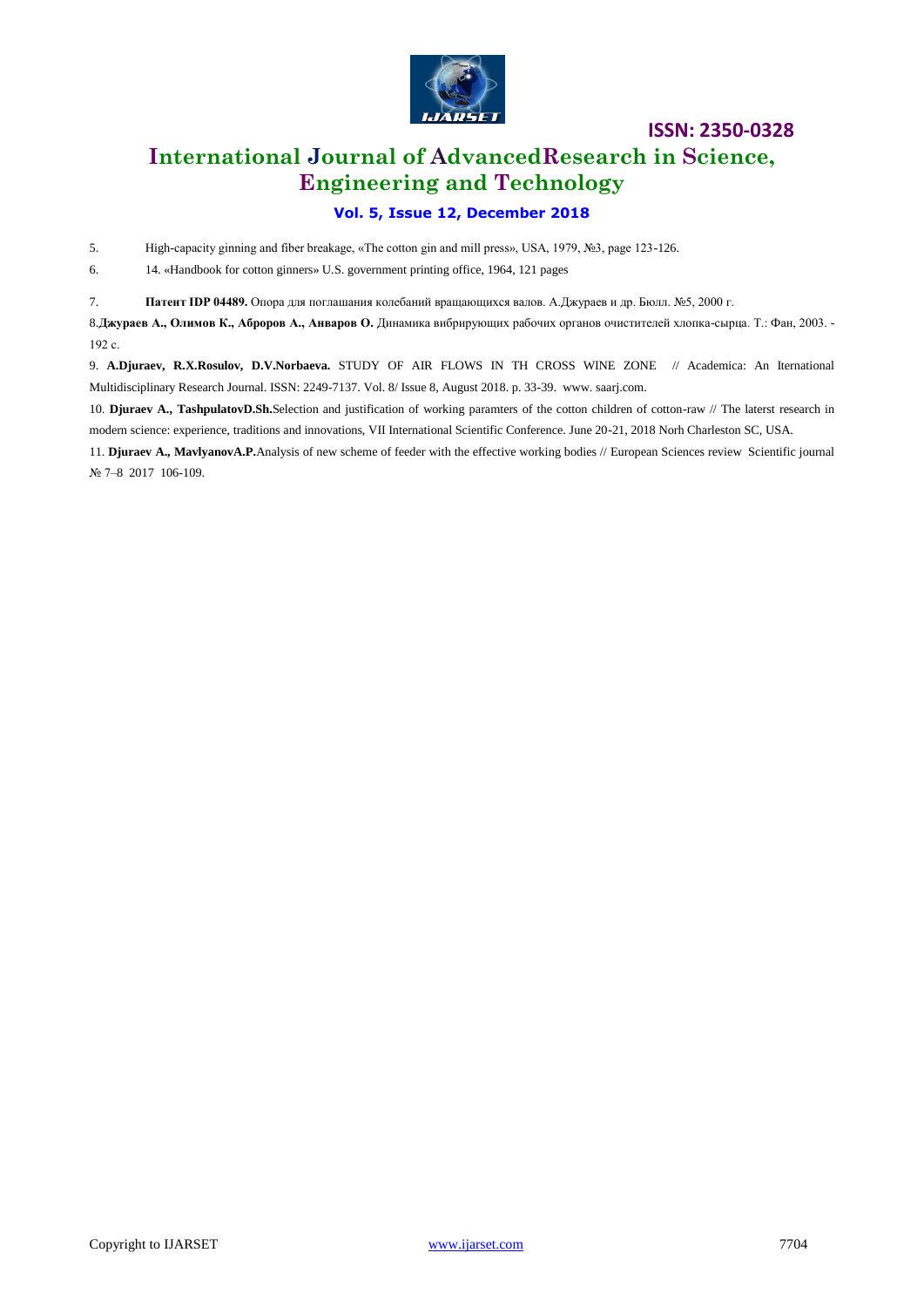5. High-capacity ginning and fiber breakage, «The cotton gin and mill press», USA, 1979, №3, page 123-126.

6. 14. «Handbook for cotton ginners» U.S. government printing office, 1964, 121 pages

7. **Патент IDP 04489.** Опора для поглашания колебаний вращающихся валов. А.Джураев и др. Бюлл. №5, 2000 г.

8.**Джураев А., Олимов К., Аброров А., Анваров О.** Динамика вибрирующих рабочих органов очистителей хлопка-сырца. Т.: Фан, 2003. - 192 с.

9. **A.Djuraev, R.X.Rosulov, D.V.Norbaeva.** STUDY OF AIR FLOWS IN TH CROSS WINE ZONE // Academica: An Iternational Multidisciplinary Research Journal. ISSN: 2249-7137. Vol. 8/ Issue 8, August 2018. p. 33-39. www. saarj.com.

10. **Djuraev A., TashpulatovD.Sh.**Selection and justification of working paramters of the cotton children of cotton-raw // The laterst research in modern science: experience, traditions and innovations, VII International Scientific Conference. June 20-21, 2018 Norh Charleston SC, USA.

11. **Djuraev A., MavlyanovA.P.**Analysis of new scheme of feeder with the effective working bodies // European Sciences review Scientific journal № 7–8 2017 106-109.